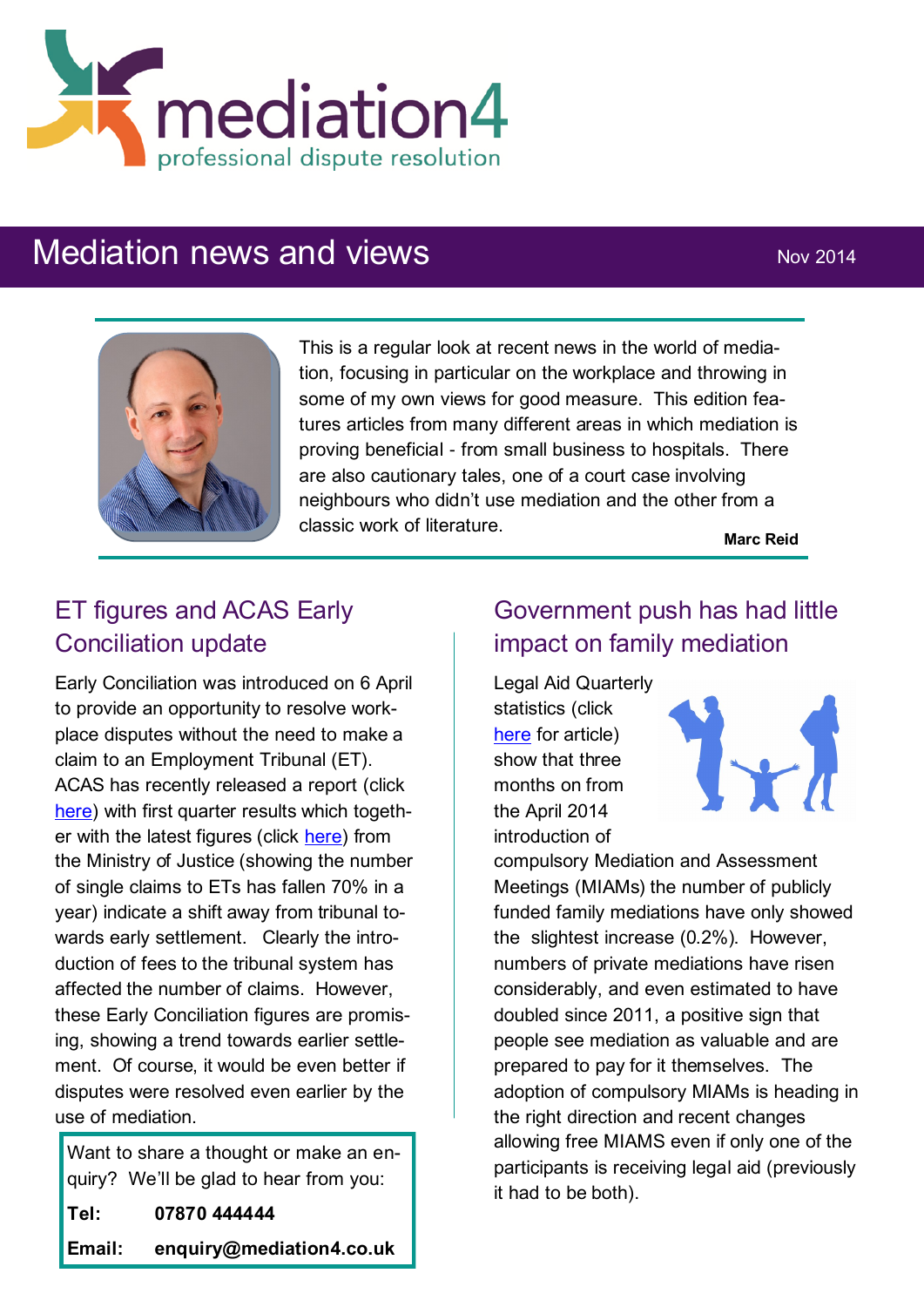mediation4

professional dispute resolution

# Mediation news and views

Nov 2014

This is a regular look at recent news in the world of mediation, focusing in particular on the workplace and throwing in some of my own views for good measure. This edition features articles from many different areas in which mediation is proving beneficial - from small business to hospitals. There are also cautionary tales, one of a court case involving neighbours who didn't use mediation and the other from a classic work of literature.

**Marc Reid**

## ET figures and ACAS Early Conciliation update

Early Conciliation was introduced on 6 April to provide an opportunity to resolve workplace disputes without the need to make a claim to an Employment Tribunal (ET). ACAS has recently released a report (click here) with first quarter results which together with the latest figures (click here) from the Ministry of Justice (showing the number of single claims to ETs has fallen 70% in a year) indicate a shift away from tribunal towards early settlement. Clearly the introduction of fees to the tribunal system has affected the number of claims. However, these Early Conciliation figures are promising, showing a trend towards earlier settlement. Of course, it would be even better if disputes were resolved even earlier by the use of mediation.

Want to share a thought or make an enquiry? We'll be glad to hear from you:

**Tel:** **07870 444444**

**Email:** **enquiry@mediation4.co.uk**

## Government push has had little impact on family mediation

Legal Aid Quarterly statistics (click here for article) show that three months on from the April 2014 introduction of compulsory Mediation and Assessment Meetings (MIAMs) the number of publicly funded family mediations have only showed the slightest increase (0.2%). However, numbers of private mediations have risen considerably, and even estimated to have doubled since 2011, a positive sign that people see mediation as valuable and are prepared to pay for it themselves. The adoption of compulsory MIAMs is heading in the right direction and recent changes allowing free MIAMS even if only one of the participants is receiving legal aid (previously it had to be both).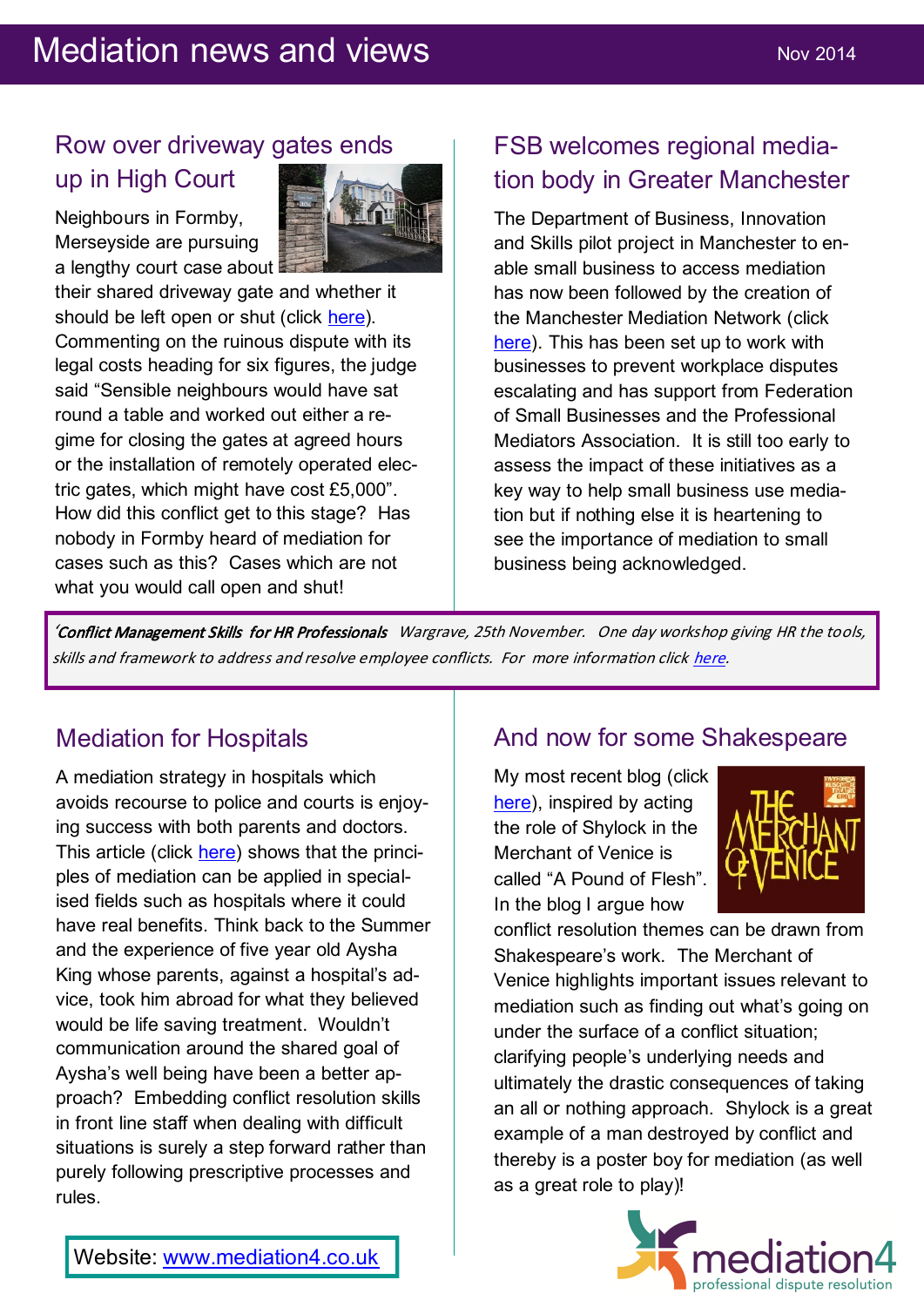# Mediation news and views

Nov 2014

## Row over driveway gates ends up in High Court

Neighbours in Formby, Merseyside are pursuing a lengthy court case about their shared driveway gate and whether it should be left open or shut (click here). Commenting on the ruinous dispute with its legal costs heading for six figures, the judge said "Sensible neighbours would have sat round a table and worked out either a regime for closing the gates at agreed hours or the installation of remotely operated electric gates, which might have cost £5,000". How did this conflict get to this stage? Has nobody in Formby heard of mediation for cases such as this? Cases which are not what you would call open and shut!

## FSB welcomes regional mediation body in Greater Manchester

The Department of Business, Innovation and Skills pilot project in Manchester to enable small business to access mediation has now been followed by the creation of the Manchester Mediation Network (click here). This has been set up to work with businesses to prevent workplace disputes escalating and has support from Federation of Small Businesses and the Professional Mediators Association. It is still too early to assess the impact of these initiatives as a key way to help small business use mediation but if nothing else it is heartening to see the importance of mediation to small business being acknowledged.

*'**Conflict Management Skills for HR Professionals** Wargrave, 25th November. One day workshop giving HR the tools, skills and framework to address and resolve employee conflicts. For more information click here.*

## Mediation for Hospitals

A mediation strategy in hospitals which avoids recourse to police and courts is enjoying success with both parents and doctors. This article (click here) shows that the principles of mediation can be applied in specialised fields such as hospitals where it could have real benefits. Think back to the Summer and the experience of five year old Aysha King whose parents, against a hospital's advice, took him abroad for what they believed would be life saving treatment. Wouldn't communication around the shared goal of Aysha's well being have been a better approach? Embedding conflict resolution skills in front line staff when dealing with difficult situations is surely a step forward rather than purely following prescriptive processes and rules.

## And now for some Shakespeare

My most recent blog (click here), inspired by acting the role of Shylock in the Merchant of Venice is called "A Pound of Flesh". In the blog I argue how conflict resolution themes can be drawn from Shakespeare's work. The Merchant of Venice highlights important issues relevant to mediation such as finding out what's going on under the surface of a conflict situation; clarifying people's underlying needs and ultimately the drastic consequences of taking an all or nothing approach. Shylock is a great example of a man destroyed by conflict and thereby is a poster boy for mediation (as well as a great role to play)!

Website: www.mediation4.co.uk

mediation4
professional dispute resolution